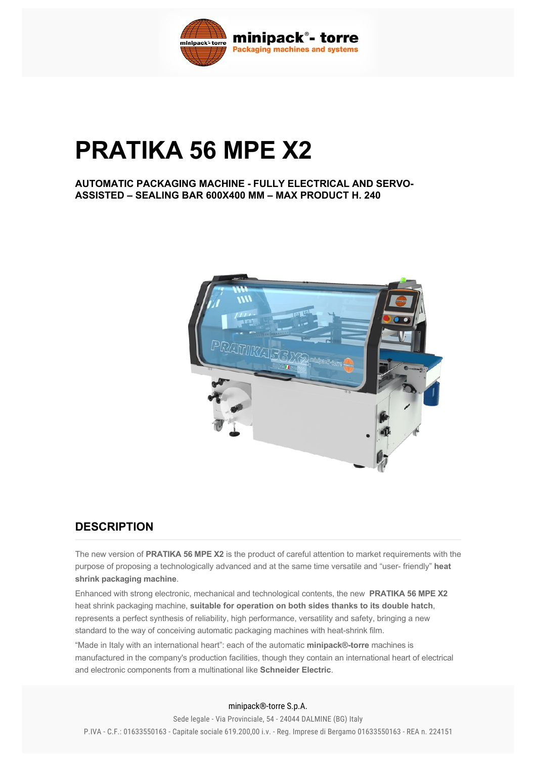# PRATIKA 56 MPE X2

**AUTOMATIC PACKAGING MACHINE - FULLY ELECTRICAL AND SERVO-ASSISTED – SEALING BAR 600X400 MM – MAX PRODUCT H. 240**

## DESCRIPTION

The new version of **PRATIKA 56 MPE X2** is the product of careful attention to market requirements with the purpose of proposing a technologically advanced and at the same time versatile and "user- friendly" **heat shrink packaging machine**.

Enhanced with strong electronic, mechanical and technological contents, the new **PRATIKA 56 MPE X2** heat shrink packaging machine, **suitable for operation on both sides thanks to its double hatch**, represents a perfect synthesis of reliability, high performance, versatility and safety, bringing a new standard to the way of conceiving automatic packaging machines with heat-shrink film.

"Made in Italy with an international heart": each of the automatic **minipack®-torre** machines is manufactured in the company's production facilities, though they contain an international heart of electrical and electronic components from a multinational like **Schneider Electric**.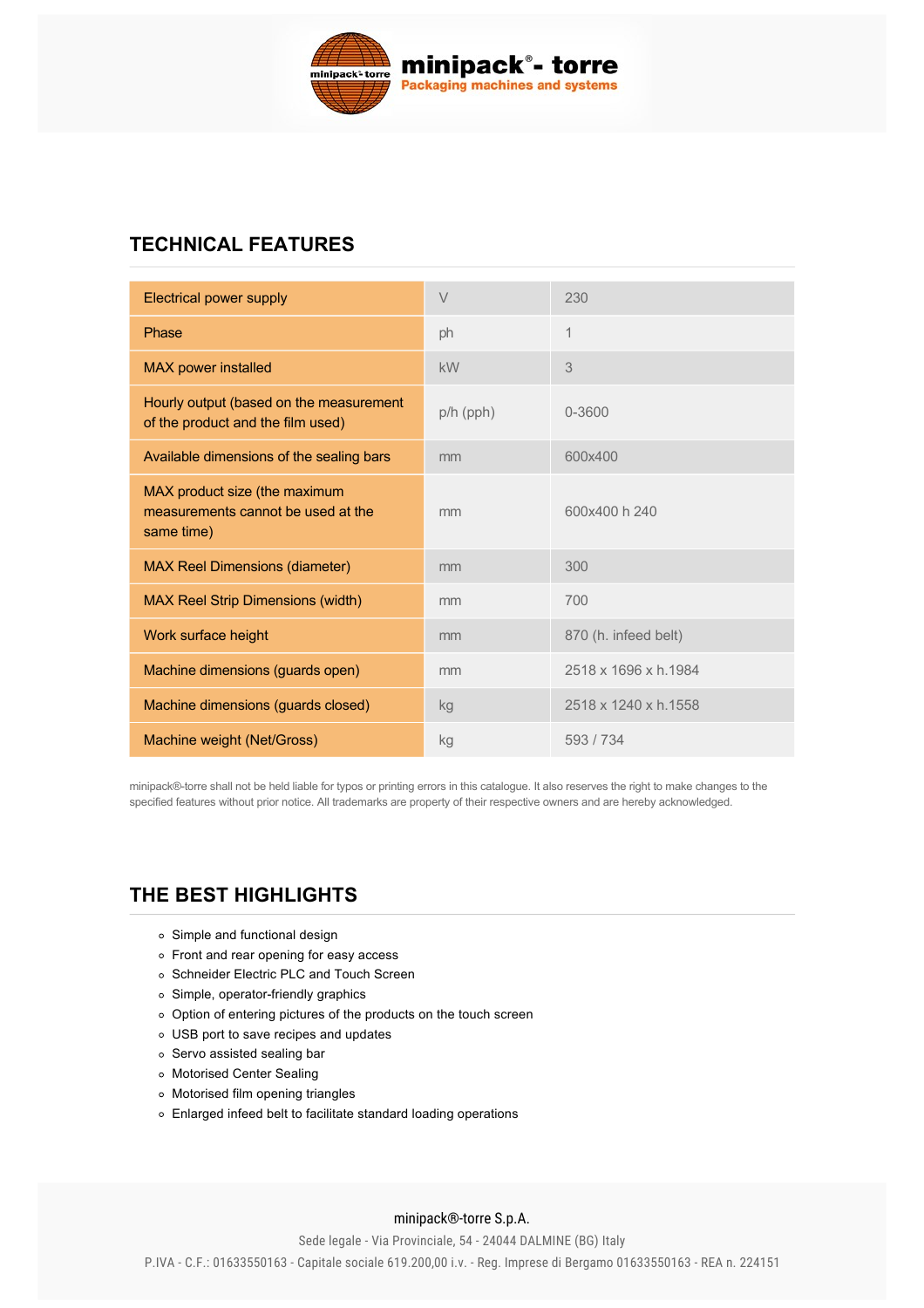## TECHNICAL FEATURES

| | | |
|---|---|---|
| Electrical power supply | V | 230 |
| Phase | ph | 1 |
| MAX power installed | kW | 3 |
| Hourly output (based on the measurement of the product and the film used) | p/h (pph) | 0-3600 |
| Available dimensions of the sealing bars | mm | 600x400 |
| MAX product size (the maximum measurements cannot be used at the same time) | mm | 600x400 h 240 |
| MAX Reel Dimensions (diameter) | mm | 300 |
| MAX Reel Strip Dimensions (width) | mm | 700 |
| Work surface height | mm | 870 (h. infeed belt) |
| Machine dimensions (guards open) | mm | 2518 x 1696 x h.1984 |
| Machine dimensions (guards closed) | kg | 2518 x 1240 x h.1558 |
| Machine weight (Net/Gross) | kg | 593 / 734 |

minipack®-torre shall not be held liable for typos or printing errors in this catalogue. It also reserves the right to make changes to the specified features without prior notice. All trademarks are property of their respective owners and are hereby acknowledged.

## THE BEST HIGHLIGHTS

- Simple and functional design
- Front and rear opening for easy access
- Schneider Electric PLC and Touch Screen
- Simple, operator-friendly graphics
- Option of entering pictures of the products on the touch screen
- USB port to save recipes and updates
- Servo assisted sealing bar
- Motorised Center Sealing
- Motorised film opening triangles
- Enlarged infeed belt to facilitate standard loading operations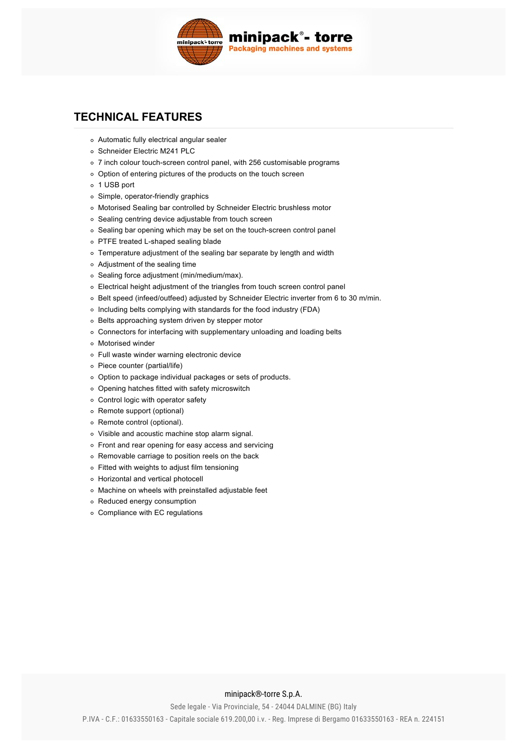## TECHNICAL FEATURES

- Automatic fully electrical angular sealer
- Schneider Electric M241 PLC
- 7 inch colour touch-screen control panel, with 256 customisable programs
- Option of entering pictures of the products on the touch screen
- 1 USB port
- Simple, operator-friendly graphics
- Motorised Sealing bar controlled by Schneider Electric brushless motor
- Sealing centring device adjustable from touch screen
- Sealing bar opening which may be set on the touch-screen control panel
- PTFE treated L-shaped sealing blade
- Temperature adjustment of the sealing bar separate by length and width
- Adjustment of the sealing time
- Sealing force adjustment (min/medium/max).
- Electrical height adjustment of the triangles from touch screen control panel
- Belt speed (infeed/outfeed) adjusted by Schneider Electric inverter from 6 to 30 m/min.
- Including belts complying with standards for the food industry (FDA)
- Belts approaching system driven by stepper motor
- Connectors for interfacing with supplementary unloading and loading belts
- Motorised winder
- Full waste winder warning electronic device
- Piece counter (partial/life)
- Option to package individual packages or sets of products.
- Opening hatches fitted with safety microswitch
- Control logic with operator safety
- Remote support (optional)
- Remote control (optional).
- Visible and acoustic machine stop alarm signal.
- Front and rear opening for easy access and servicing
- Removable carriage to position reels on the back
- Fitted with weights to adjust film tensioning
- Horizontal and vertical photocell
- Machine on wheels with preinstalled adjustable feet
- Reduced energy consumption
- Compliance with EC regulations